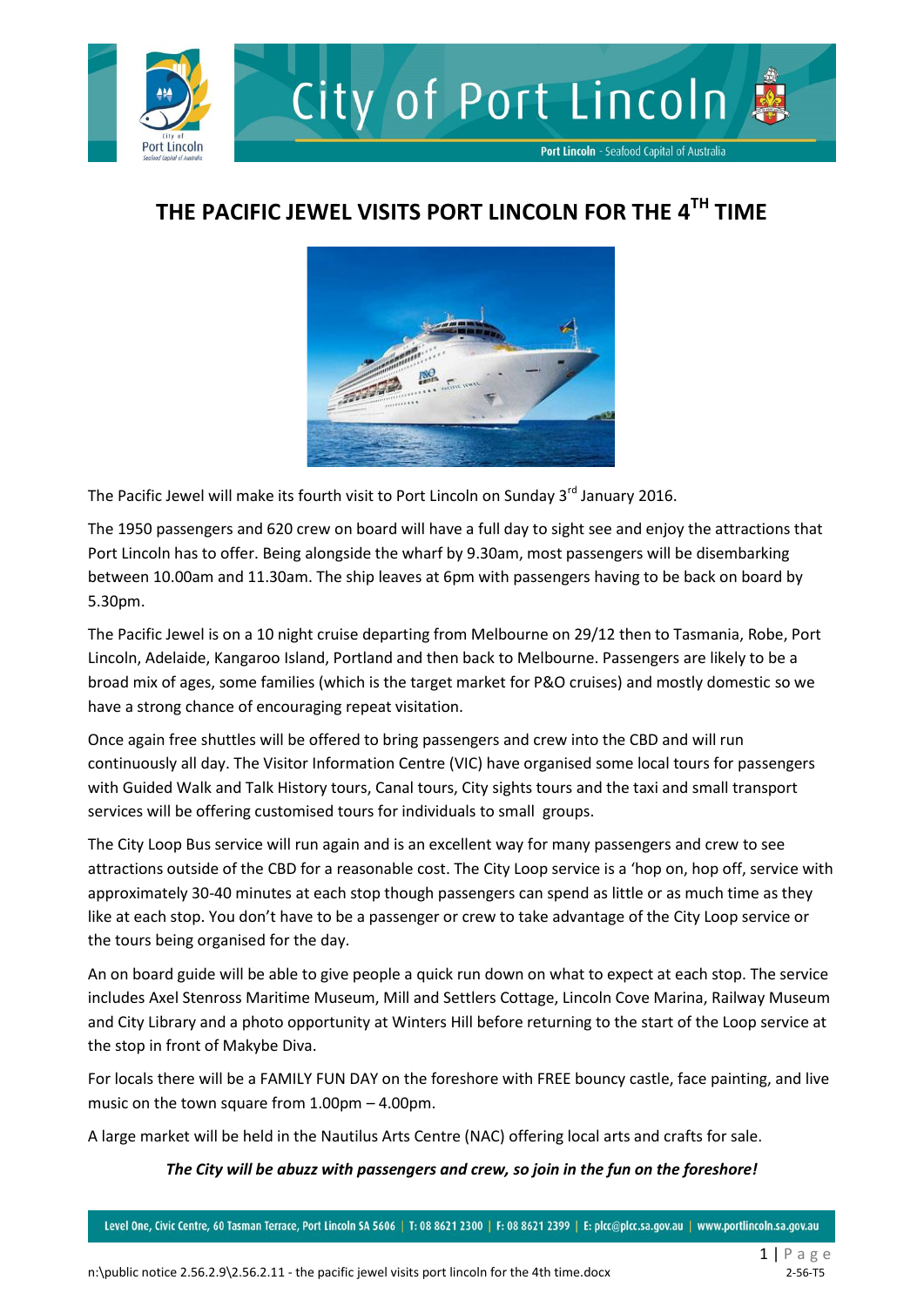# THE PACIFIC JEWEL VISITS PORT LINCOLN FOR THE 4TH TIME

The Pacific Jewel will make its fourth visit to Port Lincoln on Sunday 3rd January 2016.

The 1950 passengers and 620 crew on board will have a full day to sight see and enjoy the attractions that Port Lincoln has to offer. Being alongside the wharf by 9.30am, most passengers will be disembarking between 10.00am and 11.30am. The ship leaves at 6pm with passengers having to be back on board by 5.30pm.

The Pacific Jewel is on a 10 night cruise departing from Melbourne on 29/12 then to Tasmania, Robe, Port Lincoln, Adelaide, Kangaroo Island, Portland and then back to Melbourne. Passengers are likely to be a broad mix of ages, some families (which is the target market for P&O cruises) and mostly domestic so we have a strong chance of encouraging repeat visitation.

Once again free shuttles will be offered to bring passengers and crew into the CBD and will run continuously all day. The Visitor Information Centre (VIC) have organised some local tours for passengers with Guided Walk and Talk History tours, Canal tours, City sights tours and the taxi and small transport services will be offering customised tours for individuals to small groups.

The City Loop Bus service will run again and is an excellent way for many passengers and crew to see attractions outside of the CBD for a reasonable cost. The City Loop service is a 'hop on, hop off, service with approximately 30-40 minutes at each stop though passengers can spend as little or as much time as they like at each stop. You don't have to be a passenger or crew to take advantage of the City Loop service or the tours being organised for the day.

An on board guide will be able to give people a quick run down on what to expect at each stop. The service includes Axel Stenross Maritime Museum, Mill and Settlers Cottage, Lincoln Cove Marina, Railway Museum and City Library and a photo opportunity at Winters Hill before returning to the start of the Loop service at the stop in front of Makybe Diva.

For locals there will be a FAMILY FUN DAY on the foreshore with FREE bouncy castle, face painting, and live music on the town square from 1.00pm – 4.00pm.

A large market will be held in the Nautilus Arts Centre (NAC) offering local arts and crafts for sale.

***The City will be abuzz with passengers and crew, so join in the fun on the foreshore!***

Level One, Civic Centre, 60 Tasman Terrace, Port Lincoln SA 5606 | T: 08 8621 2300 | F: 08 8621 2399 | E: plcc@plcc.sa.gov.au | www.portlincoln.sa.gov.au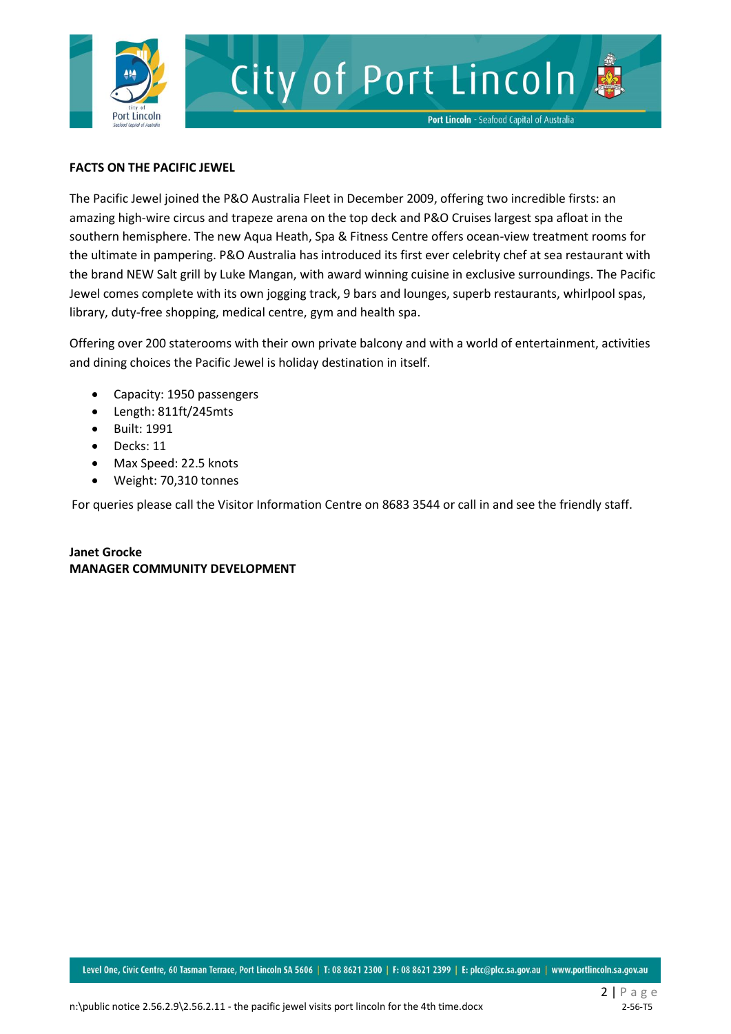**FACTS ON THE PACIFIC JEWEL**

The Pacific Jewel joined the P&O Australia Fleet in December 2009, offering two incredible firsts: an amazing high-wire circus and trapeze arena on the top deck and P&O Cruises largest spa afloat in the southern hemisphere. The new Aqua Heath, Spa & Fitness Centre offers ocean-view treatment rooms for the ultimate in pampering. P&O Australia has introduced its first ever celebrity chef at sea restaurant with the brand NEW Salt grill by Luke Mangan, with award winning cuisine in exclusive surroundings. The Pacific Jewel comes complete with its own jogging track, 9 bars and lounges, superb restaurants, whirlpool spas, library, duty-free shopping, medical centre, gym and health spa.

Offering over 200 staterooms with their own private balcony and with a world of entertainment, activities and dining choices the Pacific Jewel is holiday destination in itself.

- Capacity: 1950 passengers
- Length: 811ft/245mts
- Built: 1991
- Decks: 11
- Max Speed: 22.5 knots
- Weight: 70,310 tonnes

For queries please call the Visitor Information Centre on 8683 3544 or call in and see the friendly staff.

**Janet Grocke**
**MANAGER COMMUNITY DEVELOPMENT**